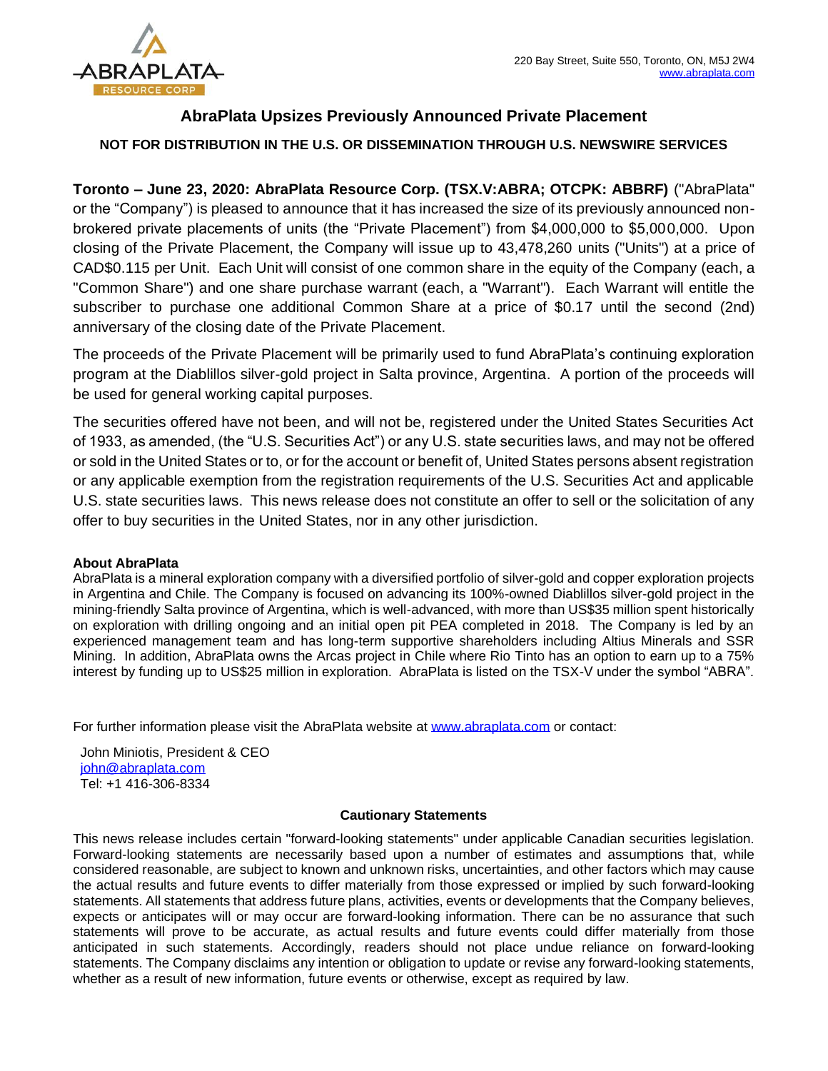ABRAPLATA RESOURCE CORP

220 Bay Street, Suite 550, Toronto, ON, M5J 2W4
www.abraplata.com

# AbraPlata Upsizes Previously Announced Private Placement

**NOT FOR DISTRIBUTION IN THE U.S. OR DISSEMINATION THROUGH U.S. NEWSWIRE SERVICES**

**Toronto – June 23, 2020: AbraPlata Resource Corp. (TSX.V:ABRA; OTCPK: ABBRF)** ("AbraPlata" or the "Company") is pleased to announce that it has increased the size of its previously announced non-brokered private placements of units (the "Private Placement") from $4,000,000 to $5,000,000. Upon closing of the Private Placement, the Company will issue up to 43,478,260 units ("Units") at a price of CAD$0.115 per Unit. Each Unit will consist of one common share in the equity of the Company (each, a "Common Share") and one share purchase warrant (each, a "Warrant"). Each Warrant will entitle the subscriber to purchase one additional Common Share at a price of $0.17 until the second (2nd) anniversary of the closing date of the Private Placement.

The proceeds of the Private Placement will be primarily used to fund AbraPlata's continuing exploration program at the Diablillos silver-gold project in Salta province, Argentina. A portion of the proceeds will be used for general working capital purposes.

The securities offered have not been, and will not be, registered under the United States Securities Act of 1933, as amended, (the "U.S. Securities Act") or any U.S. state securities laws, and may not be offered or sold in the United States or to, or for the account or benefit of, United States persons absent registration or any applicable exemption from the registration requirements of the U.S. Securities Act and applicable U.S. state securities laws. This news release does not constitute an offer to sell or the solicitation of any offer to buy securities in the United States, nor in any other jurisdiction.

**About AbraPlata**

AbraPlata is a mineral exploration company with a diversified portfolio of silver-gold and copper exploration projects in Argentina and Chile. The Company is focused on advancing its 100%-owned Diablillos silver-gold project in the mining-friendly Salta province of Argentina, which is well-advanced, with more than US$35 million spent historically on exploration with drilling ongoing and an initial open pit PEA completed in 2018. The Company is led by an experienced management team and has long-term supportive shareholders including Altius Minerals and SSR Mining. In addition, AbraPlata owns the Arcas project in Chile where Rio Tinto has an option to earn up to a 75% interest by funding up to US$25 million in exploration. AbraPlata is listed on the TSX-V under the symbol "ABRA".

For further information please visit the AbraPlata website at www.abraplata.com or contact:

John Miniotis, President & CEO
john@abraplata.com
Tel: +1 416-306-8334

**Cautionary Statements**

This news release includes certain "forward-looking statements" under applicable Canadian securities legislation. Forward-looking statements are necessarily based upon a number of estimates and assumptions that, while considered reasonable, are subject to known and unknown risks, uncertainties, and other factors which may cause the actual results and future events to differ materially from those expressed or implied by such forward-looking statements. All statements that address future plans, activities, events or developments that the Company believes, expects or anticipates will or may occur are forward-looking information. There can be no assurance that such statements will prove to be accurate, as actual results and future events could differ materially from those anticipated in such statements. Accordingly, readers should not place undue reliance on forward-looking statements. The Company disclaims any intention or obligation to update or revise any forward-looking statements, whether as a result of new information, future events or otherwise, except as required by law.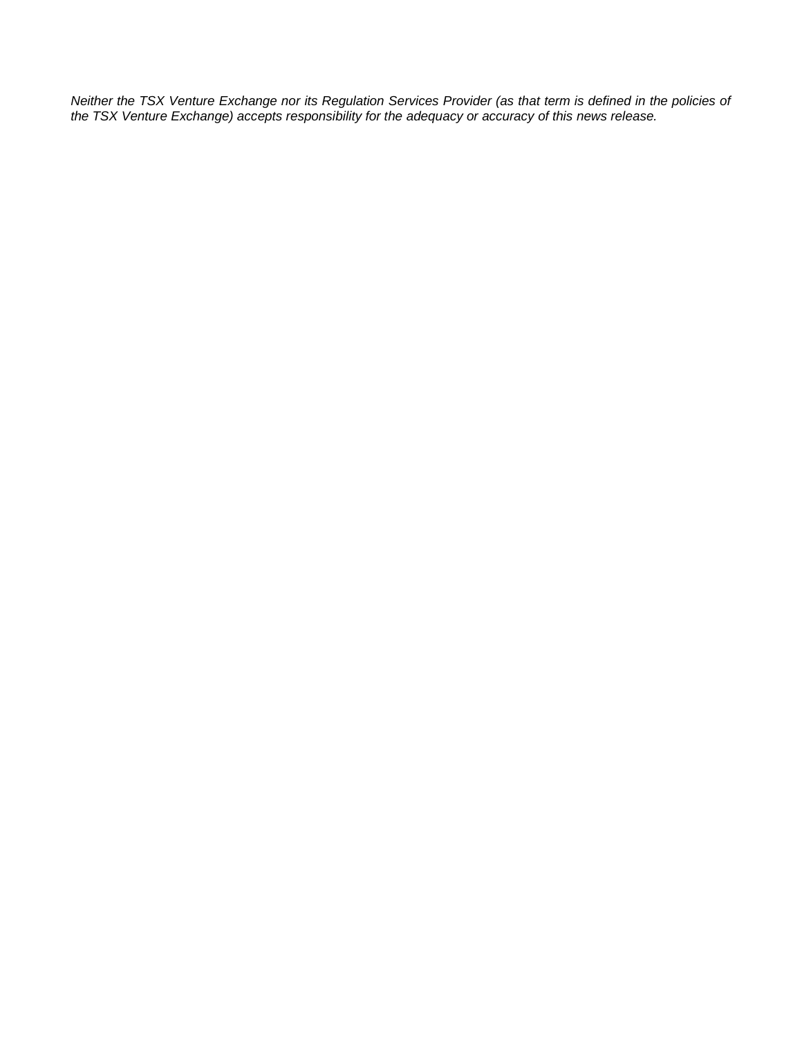*Neither the TSX Venture Exchange nor its Regulation Services Provider (as that term is defined in the policies of the TSX Venture Exchange) accepts responsibility for the adequacy or accuracy of this news release.*